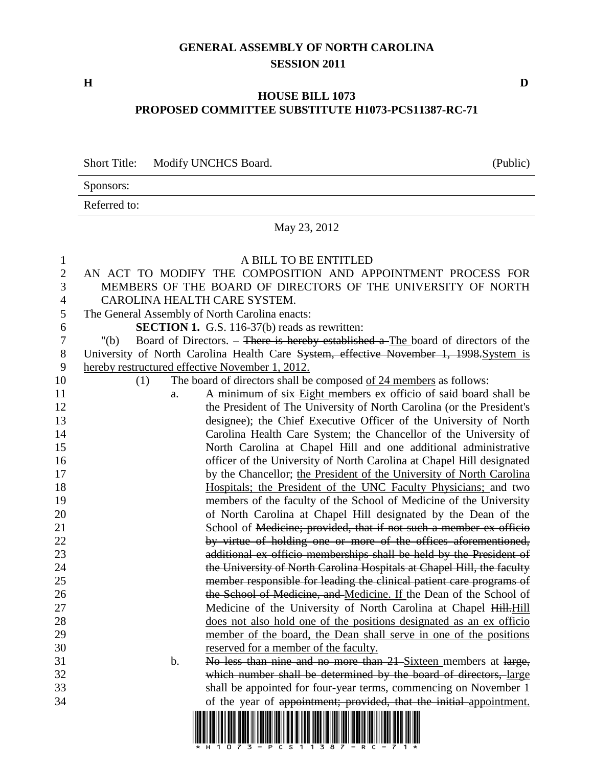**GENERAL ASSEMBLY OF NORTH CAROLINA**
**SESSION 2011**

**H** **D**

**HOUSE BILL 1073**
**PROPOSED COMMITTEE SUBSTITUTE H1073-PCS11387-RC-71**

| | | |
|---|---|---|
| Short Title: | Modify UNCHCS Board. | (Public) |
| Sponsors: | | |
| Referred to: | | |

May 23, 2012

A BILL TO BE ENTITLED

AN ACT TO MODIFY THE COMPOSITION AND APPOINTMENT PROCESS FOR MEMBERS OF THE BOARD OF DIRECTORS OF THE UNIVERSITY OF NORTH CAROLINA HEALTH CARE SYSTEM.

The General Assembly of North Carolina enacts:

**SECTION 1.** G.S. 116-37(b) reads as rewritten:

"(b) Board of Directors. – ~~There is hereby established a~~ <u>The</u> board of directors of the University of North Carolina Health Care ~~System, effective November 1, 1998.~~<u>System is hereby restructured effective November 1, 2012.</u>

(1) The board of directors shall be composed <u>of 24 members</u> as follows:

a. ~~A minimum of six~~ <u>Eight</u> members ex officio ~~of said board~~ shall be the President of The University of North Carolina (or the President's designee); the Chief Executive Officer of the University of North Carolina Health Care System; the Chancellor of the University of North Carolina at Chapel Hill and one additional administrative officer of the University of North Carolina at Chapel Hill designated by the Chancellor; <u>the President of the University of North Carolina Hospitals; the President of the UNC Faculty Physicians;</u> and two members of the faculty of the School of Medicine of the University of North Carolina at Chapel Hill designated by the Dean of the School of ~~Medicine; provided, that if not such a member ex officio by virtue of holding one or more of the offices aforementioned, additional ex officio memberships shall be held by the President of the University of North Carolina Hospitals at Chapel Hill, the faculty member responsible for leading the clinical patient care programs of the School of Medicine, and~~ <u>Medicine. If</u> the Dean of the School of Medicine of the University of North Carolina at Chapel ~~Hill.~~<u>Hill does not also hold one of the positions designated as an ex officio member of the board, the Dean shall serve in one of the positions reserved for a member of the faculty.</u>

b. ~~No less than nine and no more than 21~~ <u>Sixteen</u> members at ~~large, which number shall be determined by the board of directors,~~ <u>large</u> shall be appointed for four-year terms, commencing on November 1 of the year of ~~appointment; provided, that the initial~~ <u>appointment.</u>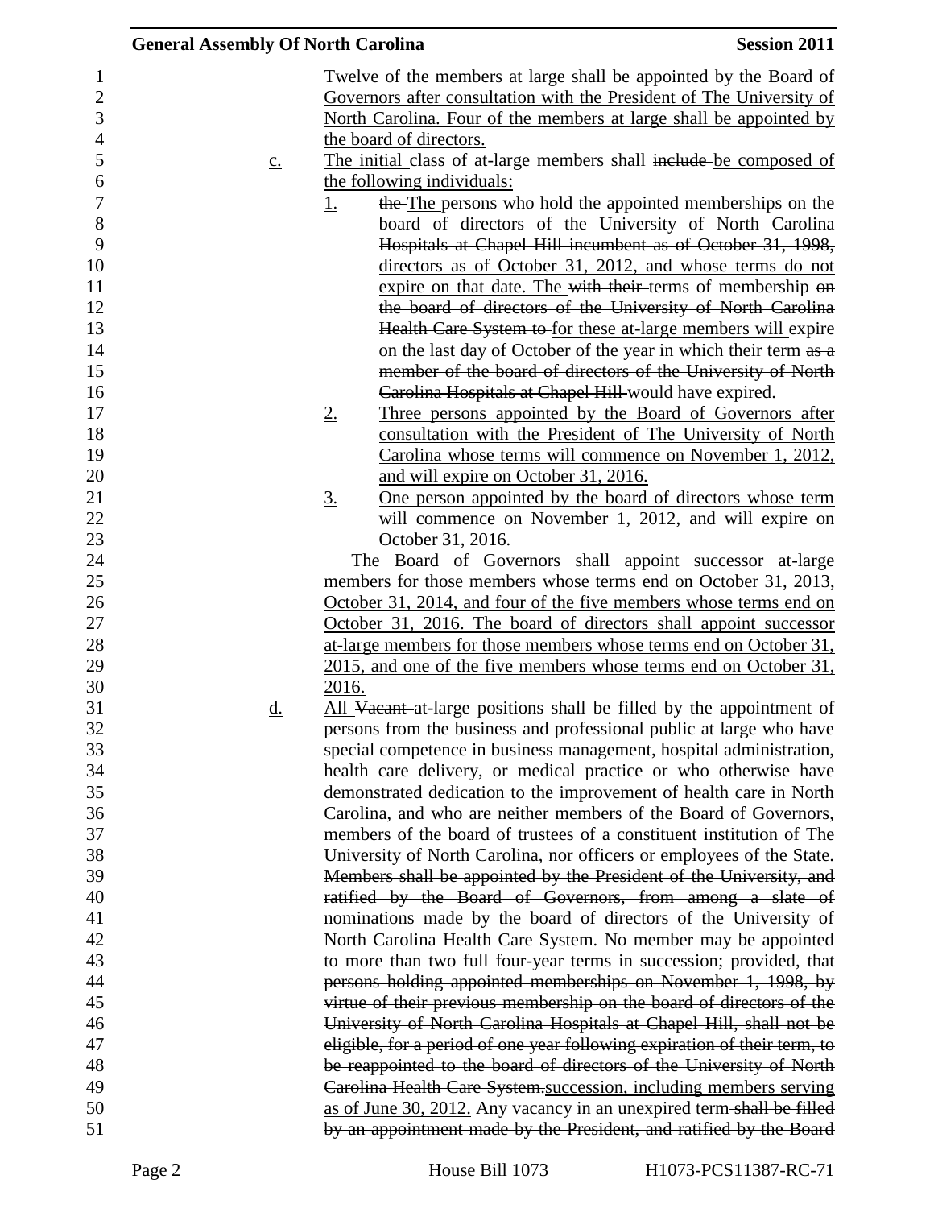Twelve of the members at large shall be appointed by the Board of Governors after consultation with the President of The University of North Carolina. Four of the members at large shall be appointed by the board of directors.

c. The initial class of at-large members shall ~~include~~ be composed of the following individuals:

1. ~~the~~ The persons who hold the appointed memberships on the board of ~~directors of the University of North Carolina Hospitals at Chapel Hill incumbent as of October 31, 1998,~~ directors as of October 31, 2012, and whose terms do not expire on that date. The ~~with their~~ terms of membership ~~on the board of directors of the University of North Carolina Health Care System to~~ for these at-large members will expire on the last day of October of the year in which their term ~~as a member of the board of directors of the University of North Carolina Hospitals at Chapel Hill~~ would have expired.
2. Three persons appointed by the Board of Governors after consultation with the President of The University of North Carolina whose terms will commence on November 1, 2012, and will expire on October 31, 2016.
3. One person appointed by the board of directors whose term will commence on November 1, 2012, and will expire on October 31, 2016.

The Board of Governors shall appoint successor at-large members for those members whose terms end on October 31, 2013, October 31, 2014, and four of the five members whose terms end on October 31, 2016. The board of directors shall appoint successor at-large members for those members whose terms end on October 31, 2015, and one of the five members whose terms end on October 31, 2016.

d. All ~~Vacant~~ at-large positions shall be filled by the appointment of persons from the business and professional public at large who have special competence in business management, hospital administration, health care delivery, or medical practice or who otherwise have demonstrated dedication to the improvement of health care in North Carolina, and who are neither members of the Board of Governors, members of the board of trustees of a constituent institution of The University of North Carolina, nor officers or employees of the State. ~~Members shall be appointed by the President of the University, and ratified by the Board of Governors, from among a slate of nominations made by the board of directors of the University of North Carolina Health Care System.~~ No member may be appointed to more than two full four-year terms in ~~succession; provided, that persons holding appointed memberships on November 1, 1998, by virtue of their previous membership on the board of directors of the University of North Carolina Hospitals at Chapel Hill, shall not be eligible, for a period of one year following expiration of their term, to be reappointed to the board of directors of the University of North Carolina Health Care System.~~ succession, including members serving as of June 30, 2012. Any vacancy in an unexpired term ~~shall be filled by an appointment made by the President, and ratified by the Board~~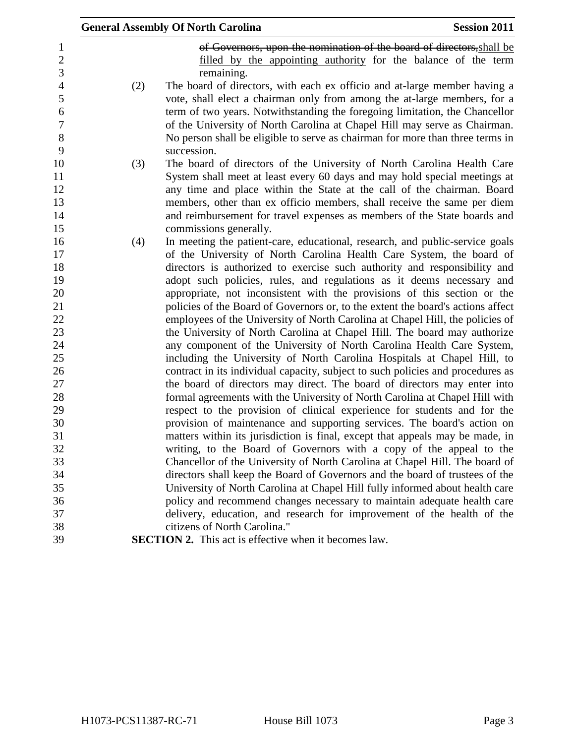~~of Governors, upon the nomination of the board of directors,~~shall be filled by the appointing authority for the balance of the term remaining.

(2) The board of directors, with each ex officio and at-large member having a vote, shall elect a chairman only from among the at-large members, for a term of two years. Notwithstanding the foregoing limitation, the Chancellor of the University of North Carolina at Chapel Hill may serve as Chairman. No person shall be eligible to serve as chairman for more than three terms in succession.

(3) The board of directors of the University of North Carolina Health Care System shall meet at least every 60 days and may hold special meetings at any time and place within the State at the call of the chairman. Board members, other than ex officio members, shall receive the same per diem and reimbursement for travel expenses as members of the State boards and commissions generally.

(4) In meeting the patient-care, educational, research, and public-service goals of the University of North Carolina Health Care System, the board of directors is authorized to exercise such authority and responsibility and adopt such policies, rules, and regulations as it deems necessary and appropriate, not inconsistent with the provisions of this section or the policies of the Board of Governors or, to the extent the board's actions affect employees of the University of North Carolina at Chapel Hill, the policies of the University of North Carolina at Chapel Hill. The board may authorize any component of the University of North Carolina Health Care System, including the University of North Carolina Hospitals at Chapel Hill, to contract in its individual capacity, subject to such policies and procedures as the board of directors may direct. The board of directors may enter into formal agreements with the University of North Carolina at Chapel Hill with respect to the provision of clinical experience for students and for the provision of maintenance and supporting services. The board's action on matters within its jurisdiction is final, except that appeals may be made, in writing, to the Board of Governors with a copy of the appeal to the Chancellor of the University of North Carolina at Chapel Hill. The board of directors shall keep the Board of Governors and the board of trustees of the University of North Carolina at Chapel Hill fully informed about health care policy and recommend changes necessary to maintain adequate health care delivery, education, and research for improvement of the health of the citizens of North Carolina."

**SECTION 2.** This act is effective when it becomes law.